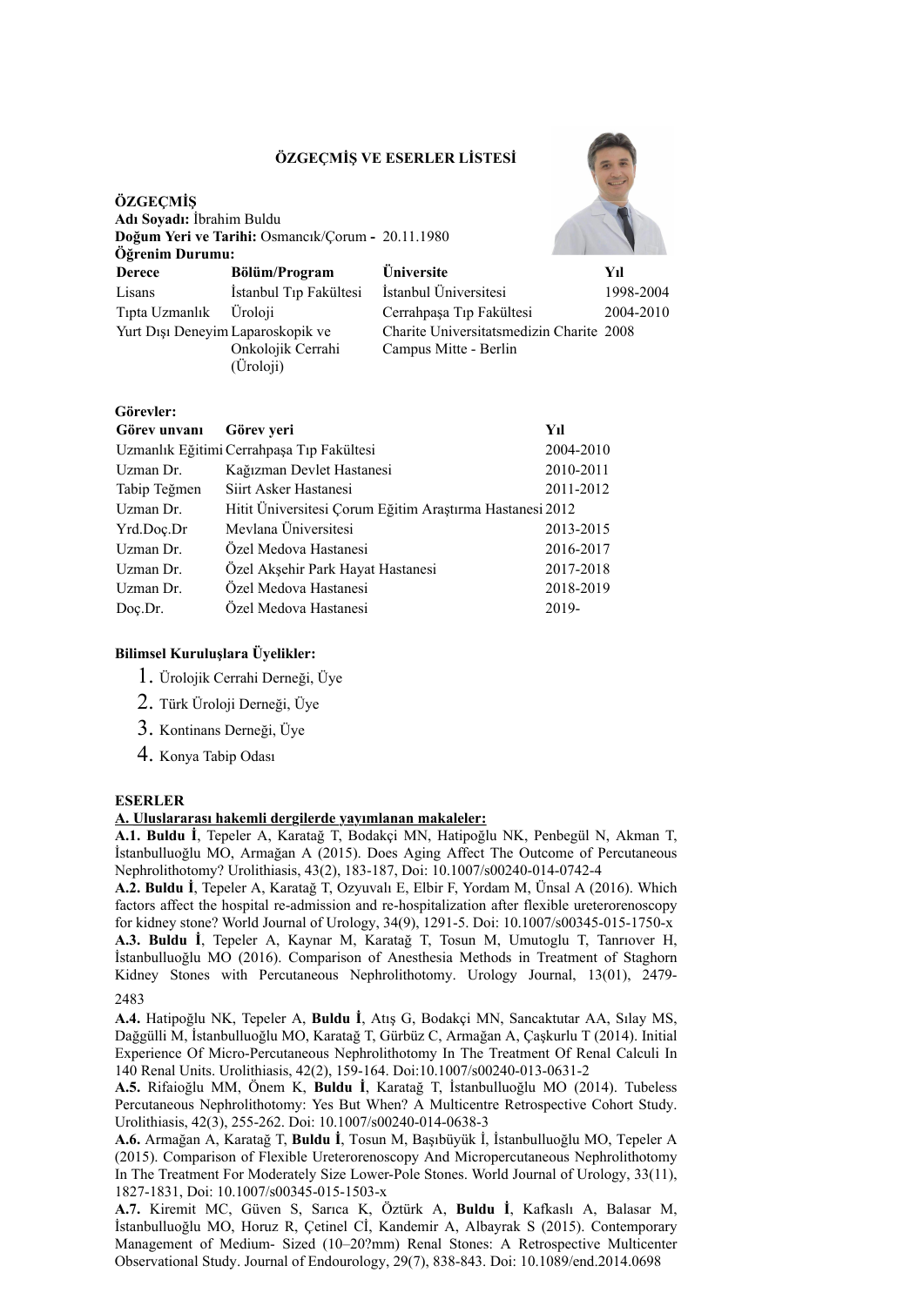# ÖZGEÇMİŞ VE ESERLER LİSTESİ

## ÖZGEÇMİŞ

**Adı Soyadı:** İbrahim Buldu
**Doğum Yeri ve Tarihi:** Osmancık/Çorum - 20.11.1980
**Öğrenim Durumu:**

| Derece | Bölüm/Program | Üniversite | Yıl |
|---|---|---|---|
| Lisans | İstanbul Tıp Fakültesi | İstanbul Üniversitesi | 1998-2004 |
| Tıpta Uzmanlık | Üroloji | Cerrahpaşa Tıp Fakültesi | 2004-2010 |
| Yurt Dışı Deneyim | Laparoskopik ve Onkolojik Cerrahi (Üroloji) | Charite Universitatsmedizin Charite Campus Mitte - Berlin | 2008 |

**Görevler:**

| Görev unvanı | Görev yeri | Yıl |
|---|---|---|
| Uzmanlık Eğitimi | Cerrahpaşa Tıp Fakültesi | 2004-2010 |
| Uzman Dr. | Kağızman Devlet Hastanesi | 2010-2011 |
| Tabip Teğmen | Siirt Asker Hastanesi | 2011-2012 |
| Uzman Dr. | Hitit Üniversitesi Çorum Eğitim Araştırma Hastanesi | 2012 |
| Yrd.Doç.Dr | Mevlana Üniversitesi | 2013-2015 |
| Uzman Dr. | Özel Medova Hastanesi | 2016-2017 |
| Uzman Dr. | Özel Akşehir Park Hayat Hastanesi | 2017-2018 |
| Uzman Dr. | Özel Medova Hastanesi | 2018-2019 |
| Doç.Dr. | Özel Medova Hastanesi | 2019- |

**Bilimsel Kuruluşlara Üyelikler:**

1. Ürolojik Cerrahi Derneği, Üye
2. Türk Üroloji Derneği, Üye
3. Kontinans Derneği, Üye
4. Konya Tabip Odası

## ESERLER

**A. Uluslararası hakemli dergilerde yayımlanan makaleler:**

**A.1. Buldu İ**, Tepeler A, Karatağ T, Bodakçi MN, Hatipoğlu NK, Penbegül N, Akman T, İstanbulluoğlu MO, Armağan A (2015). Does Aging Affect The Outcome of Percutaneous Nephrolithotomy? Urolithiasis, 43(2), 183-187, Doi: 10.1007/s00240-014-0742-4

**A.2. Buldu İ**, Tepeler A, Karatağ T, Ozyuvalı E, Elbir F, Yordam M, Ünsal A (2016). Which factors affect the hospital re-admission and re-hospitalization after flexible ureterorenoscopy for kidney stone? World Journal of Urology, 34(9), 1291-5. Doi: 10.1007/s00345-015-1750-x

**A.3. Buldu İ**, Tepeler A, Kaynar M, Karatağ T, Tosun M, Umutoglu T, Tanrıover H, İstanbulluoğlu MO (2016). Comparison of Anesthesia Methods in Treatment of Staghorn Kidney Stones with Percutaneous Nephrolithotomy. Urology Journal, 13(01), 2479-2483

**A.4.** Hatipoğlu NK, Tepeler A, **Buldu İ**, Atış G, Bodakçi MN, Sancaktutar AA, Sılay MS, Dağgülli M, İstanbulluoğlu MO, Karatağ T, Gürbüz C, Armağan A, Çaşkurlu T (2014). Initial Experience Of Micro-Percutaneous Nephrolithotomy In The Treatment Of Renal Calculi In 140 Renal Units. Urolithiasis, 42(2), 159-164. Doi:10.1007/s00240-013-0631-2

**A.5.** Rifaioğlu MM, Önem K, **Buldu İ**, Karatağ T, İstanbulluoğlu MO (2014). Tubeless Percutaneous Nephrolithotomy: Yes But When? A Multicentre Retrospective Cohort Study. Urolithiasis, 42(3), 255-262. Doi: 10.1007/s00240-014-0638-3

**A.6.** Armağan A, Karatağ T, **Buldu İ**, Tosun M, Başıbüyük İ, İstanbulluoğlu MO, Tepeler A (2015). Comparison of Flexible Ureterorenoscopy And Micropercutaneous Nephrolithotomy In The Treatment For Moderately Size Lower-Pole Stones. World Journal of Urology, 33(11), 1827-1831, Doi: 10.1007/s00345-015-1503-x

**A.7.** Kiremit MC, Güven S, Sarıca K, Öztürk A, **Buldu İ**, Kafkaslı A, Balasar M, İstanbulluoğlu MO, Horuz R, Çetinel Cİ, Kandemir A, Albayrak S (2015). Contemporary Management of Medium- Sized (10–20?mm) Renal Stones: A Retrospective Multicenter Observational Study. Journal of Endourology, 29(7), 838-843. Doi: 10.1089/end.2014.0698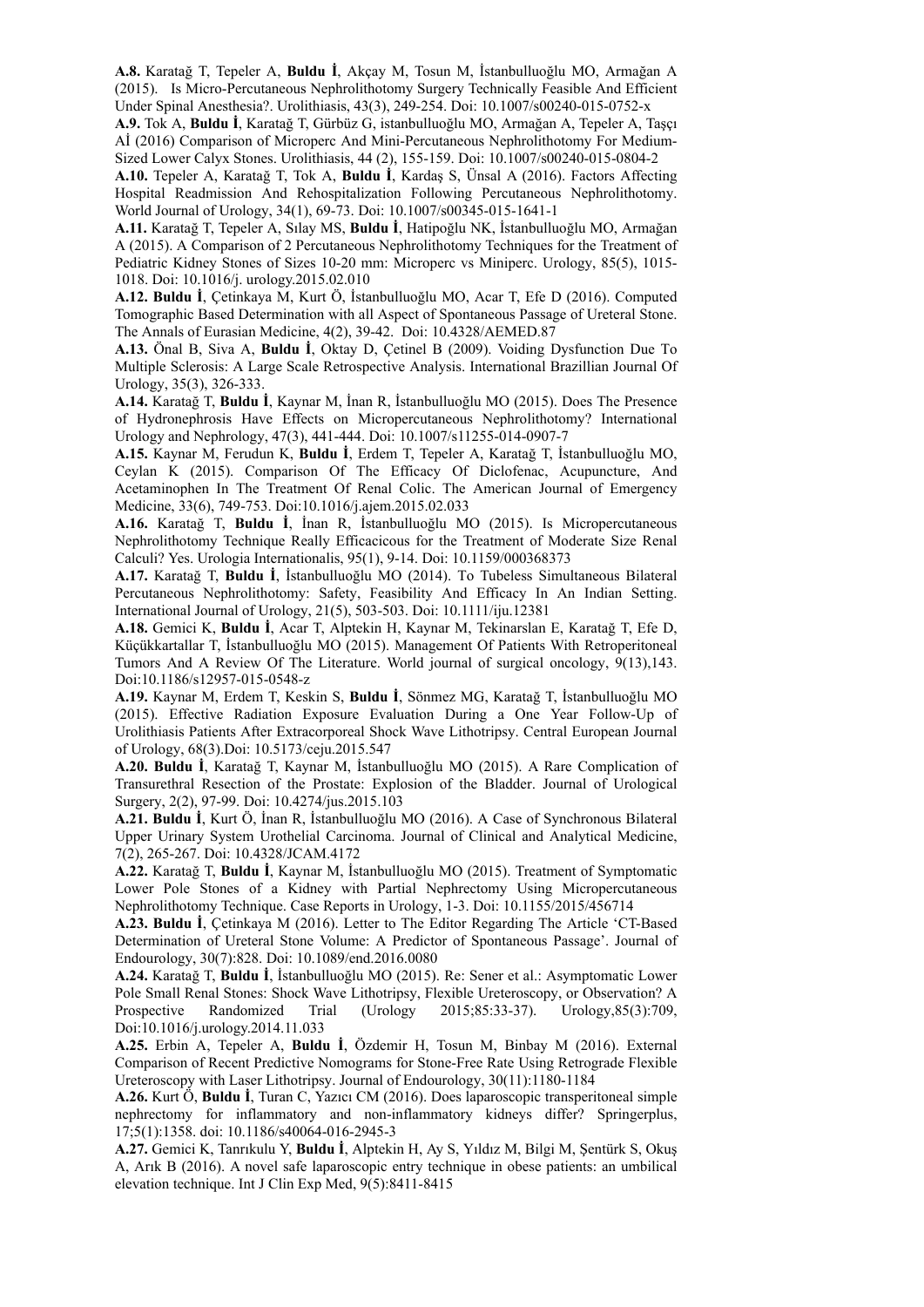**A.8.** Karatağ T, Tepeler A, **Buldu İ**, Akçay M, Tosun M, İstanbulluoğlu MO, Armağan A (2015). Is Micro-Percutaneous Nephrolithotomy Surgery Technically Feasible And Efficient Under Spinal Anesthesia?. Urolithiasis, 43(3), 249-254. Doi: 10.1007/s00240-015-0752-x

**A.9.** Tok A, **Buldu İ**, Karatağ T, Gürbüz G, istanbulluoğlu MO, Armağan A, Tepeler A, Taşçı Aİ (2016) Comparison of Microperc And Mini-Percutaneous Nephrolithotomy For Medium-Sized Lower Calyx Stones. Urolithiasis, 44 (2), 155-159. Doi: 10.1007/s00240-015-0804-2

**A.10.** Tepeler A, Karatağ T, Tok A, **Buldu İ**, Kardaş S, Ünsal A (2016). Factors Affecting Hospital Readmission And Rehospitalization Following Percutaneous Nephrolithotomy. World Journal of Urology, 34(1), 69-73. Doi: 10.1007/s00345-015-1641-1

**A.11.** Karatağ T, Tepeler A, Sılay MS, **Buldu İ**, Hatipoğlu NK, İstanbulluoğlu MO, Armağan A (2015). A Comparison of 2 Percutaneous Nephrolithotomy Techniques for the Treatment of Pediatric Kidney Stones of Sizes 10-20 mm: Microperc vs Miniperc. Urology, 85(5), 1015-1018. Doi: 10.1016/j. urology.2015.02.010

**A.12. Buldu İ**, Çetinkaya M, Kurt Ö, İstanbulluoğlu MO, Acar T, Efe D (2016). Computed Tomographic Based Determination with all Aspect of Spontaneous Passage of Ureteral Stone. The Annals of Eurasian Medicine, 4(2), 39-42. Doi: 10.4328/AEMED.87

**A.13.** Önal B, Siva A, **Buldu İ**, Oktay D, Çetinel B (2009). Voiding Dysfunction Due To Multiple Sclerosis: A Large Scale Retrospective Analysis. International Brazillian Journal Of Urology, 35(3), 326-333.

**A.14.** Karatağ T, **Buldu İ**, Kaynar M, İnan R, İstanbulluoğlu MO (2015). Does The Presence of Hydronephrosis Have Effects on Micropercutaneous Nephrolithotomy? International Urology and Nephrology, 47(3), 441-444. Doi: 10.1007/s11255-014-0907-7

**A.15.** Kaynar M, Ferudun K, **Buldu İ**, Erdem T, Tepeler A, Karatağ T, İstanbulluoğlu MO, Ceylan K (2015). Comparison Of The Efficacy Of Diclofenac, Acupuncture, And Acetaminophen In The Treatment Of Renal Colic. The American Journal of Emergency Medicine, 33(6), 749-753. Doi:10.1016/j.ajem.2015.02.033

**A.16.** Karatağ T, **Buldu İ**, İnan R, İstanbulluoğlu MO (2015). Is Micropercutaneous Nephrolithotomy Technique Really Efficacicous for the Treatment of Moderate Size Renal Calculi? Yes. Urologia Internationalis, 95(1), 9-14. Doi: 10.1159/000368373

**A.17.** Karatağ T, **Buldu İ**, İstanbulluoğlu MO (2014). To Tubeless Simultaneous Bilateral Percutaneous Nephrolithotomy: Safety, Feasibility And Efficacy In An Indian Setting. International Journal of Urology, 21(5), 503-503. Doi: 10.1111/iju.12381

**A.18.** Gemici K, **Buldu İ**, Acar T, Alptekin H, Kaynar M, Tekinarslan E, Karatağ T, Efe D, Küçükkartallar T, İstanbulluoğlu MO (2015). Management Of Patients With Retroperitoneal Tumors And A Review Of The Literature. World journal of surgical oncology, 9(13),143. Doi:10.1186/s12957-015-0548-z

**A.19.** Kaynar M, Erdem T, Keskin S, **Buldu İ**, Sönmez MG, Karatağ T, İstanbulluoğlu MO (2015). Effective Radiation Exposure Evaluation During a One Year Follow-Up of Urolithiasis Patients After Extracorporeal Shock Wave Lithotripsy. Central European Journal of Urology, 68(3).Doi: 10.5173/ceju.2015.547

**A.20. Buldu İ**, Karatağ T, Kaynar M, İstanbulluoğlu MO (2015). A Rare Complication of Transurethral Resection of the Prostate: Explosion of the Bladder. Journal of Urological Surgery, 2(2), 97-99. Doi: 10.4274/jus.2015.103

**A.21. Buldu İ**, Kurt Ö, İnan R, İstanbulluoğlu MO (2016). A Case of Synchronous Bilateral Upper Urinary System Urothelial Carcinoma. Journal of Clinical and Analytical Medicine, 7(2), 265-267. Doi: 10.4328/JCAM.4172

**A.22.** Karatağ T, **Buldu İ**, Kaynar M, İstanbulluoğlu MO (2015). Treatment of Symptomatic Lower Pole Stones of a Kidney with Partial Nephrectomy Using Micropercutaneous Nephrolithotomy Technique. Case Reports in Urology, 1-3. Doi: 10.1155/2015/456714

**A.23. Buldu İ**, Çetinkaya M (2016). Letter to The Editor Regarding The Article 'CT-Based Determination of Ureteral Stone Volume: A Predictor of Spontaneous Passage'. Journal of Endourology, 30(7):828. Doi: 10.1089/end.2016.0080

**A.24.** Karatağ T, **Buldu İ**, İstanbulluoğlu MO (2015). Re: Sener et al.: Asymptomatic Lower Pole Small Renal Stones: Shock Wave Lithotripsy, Flexible Ureteroscopy, or Observation? A Prospective Randomized Trial (Urology 2015;85:33-37). Urology,85(3):709, Doi:10.1016/j.urology.2014.11.033

**A.25.** Erbin A, Tepeler A, **Buldu İ**, Özdemir H, Tosun M, Binbay M (2016). External Comparison of Recent Predictive Nomograms for Stone-Free Rate Using Retrograde Flexible Ureteroscopy with Laser Lithotripsy. Journal of Endourology, 30(11):1180-1184

**A.26.** Kurt Ö, **Buldu İ**, Turan C, Yazıcı CM (2016). Does laparoscopic transperitoneal simple nephrectomy for inflammatory and non-inflammatory kidneys differ? Springerplus, 17;5(1):1358. doi: 10.1186/s40064-016-2945-3

**A.27.** Gemici K, Tanrıkulu Y, **Buldu İ**, Alptekin H, Ay S, Yıldız M, Bilgi M, Şentürk S, Okuş A, Arık B (2016). A novel safe laparoscopic entry technique in obese patients: an umbilical elevation technique. Int J Clin Exp Med, 9(5):8411-8415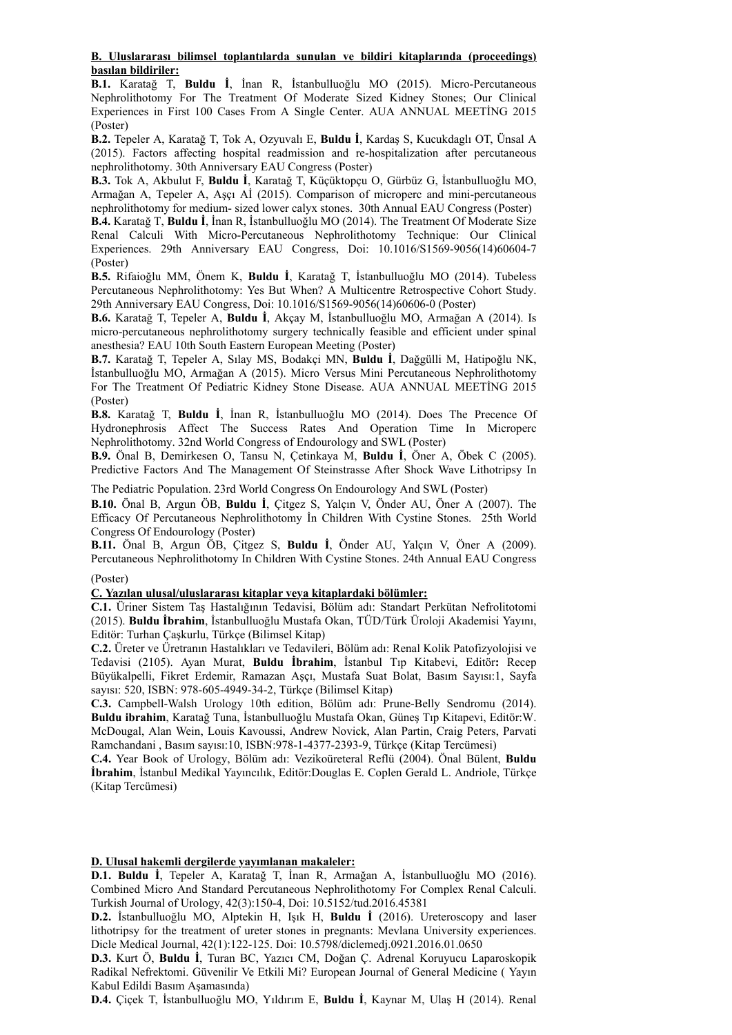**B. Uluslararası bilimsel toplantılarda sunulan ve bildiri kitaplarında (proceedings) basılan bildiriler:**

**B.1.** Karatağ T, **Buldu İ**, İnan R, İstanbulluoğlu MO (2015). Micro-Percutaneous Nephrolithotomy For The Treatment Of Moderate Sized Kidney Stones; Our Clinical Experiences in First 100 Cases From A Single Center. AUA ANNUAL MEETİNG 2015 (Poster)

**B.2.** Tepeler A, Karatağ T, Tok A, Ozyuvalı E, **Buldu İ**, Kardaş S, Kucukdaglı OT, Ünsal A (2015). Factors affecting hospital readmission and re-hospitalization after percutaneous nephrolithotomy. 30th Anniversary EAU Congress (Poster)

**B.3.** Tok A, Akbulut F, **Buldu İ**, Karatağ T, Küçüktopçu O, Gürbüz G, İstanbulluoğlu MO, Armağan A, Tepeler A, Aşçı Aİ (2015). Comparison of microperc and mini-percutaneous nephrolithotomy for medium- sized lower calyx stones. 30th Annual EAU Congress (Poster)

**B.4.** Karatağ T, **Buldu İ**, İnan R, İstanbulluoğlu MO (2014). The Treatment Of Moderate Size Renal Calculi With Micro-Percutaneous Nephrolithotomy Technique: Our Clinical Experiences. 29th Anniversary EAU Congress, Doi: 10.1016/S1569-9056(14)60604-7 (Poster)

**B.5.** Rifaioğlu MM, Önem K, **Buldu İ**, Karatağ T, İstanbulluoğlu MO (2014). Tubeless Percutaneous Nephrolithotomy: Yes But When? A Multicentre Retrospective Cohort Study. 29th Anniversary EAU Congress, Doi: 10.1016/S1569-9056(14)60606-0 (Poster)

**B.6.** Karatağ T, Tepeler A, **Buldu İ**, Akçay M, İstanbulluoğlu MO, Armağan A (2014). Is micro-percutaneous nephrolithotomy surgery technically feasible and efficient under spinal anesthesia? EAU 10th South Eastern European Meeting (Poster)

**B.7.** Karatağ T, Tepeler A, Sılay MS, Bodakçi MN, **Buldu İ**, Dağgülli M, Hatipoğlu NK, İstanbulluoğlu MO, Armağan A (2015). Micro Versus Mini Percutaneous Nephrolithotomy For The Treatment Of Pediatric Kidney Stone Disease. AUA ANNUAL MEETİNG 2015 (Poster)

**B.8.** Karatağ T, **Buldu İ**, İnan R, İstanbulluoğlu MO (2014). Does The Precence Of Hydronephrosis Affect The Success Rates And Operation Time In Microperc Nephrolithotomy. 32nd World Congress of Endourology and SWL (Poster)

**B.9.** Önal B, Demirkesen O, Tansu N, Çetinkaya M, **Buldu İ**, Öner A, Öbek C (2005). Predictive Factors And The Management Of Steinstrasse After Shock Wave Lithotripsy In The Pediatric Population. 23rd World Congress On Endourology And SWL (Poster)

**B.10.** Önal B, Argun ÖB, **Buldu İ**, Çitgez S, Yalçın V, Önder AU, Öner A (2007). The Efficacy Of Percutaneous Nephrolithotomy İn Children With Cystine Stones. 25th World Congress Of Endourology (Poster)

**B.11.** Önal B, Argun ÖB, Çitgez S, **Buldu İ**, Önder AU, Yalçın V, Öner A (2009). Percutaneous Nephrolithotomy In Children With Cystine Stones. 24th Annual EAU Congress (Poster)

**C. Yazılan ulusal/uluslararası kitaplar veya kitaplardaki bölümler:**

**C.1.** Üriner Sistem Taş Hastalığının Tedavisi, Bölüm adı: Standart Perkütan Nefrolitotomi (2015). **Buldu İbrahim**, İstanbulluoğlu Mustafa Okan, TÜD/Türk Üroloji Akademisi Yayını, Editör: Turhan Çaşkurlu, Türkçe (Bilimsel Kitap)

**C.2.** Üreter ve Üretranın Hastalıkları ve Tedavileri, Bölüm adı: Renal Kolik Patofizyolojisi ve Tedavisi (2105). Ayan Murat, **Buldu İbrahim**, İstanbul Tıp Kitabevi, Editör**:** Recep Büyükalpelli, Fikret Erdemir, Ramazan Aşçı, Mustafa Suat Bolat, Basım Sayısı:1, Sayfa sayısı: 520, ISBN: 978-605-4949-34-2, Türkçe (Bilimsel Kitap)

**C.3.** Campbell-Walsh Urology 10th edition, Bölüm adı: Prune-Belly Sendromu (2014). **Buldu ibrahim**, Karatağ Tuna, İstanbulluoğlu Mustafa Okan, Güneş Tıp Kitapevi, Editör:W. McDougal, Alan Wein, Louis Kavoussi, Andrew Novick, Alan Partin, Craig Peters, Parvati Ramchandani , Basım sayısı:10, ISBN:978-1-4377-2393-9, Türkçe (Kitap Tercümesi)

**C.4.** Year Book of Urology, Bölüm adı: Vezikoüreteral Reflü (2004). Önal Bülent, **Buldu İbrahim**, İstanbul Medikal Yayıncılık, Editör:Douglas E. Coplen Gerald L. Andriole, Türkçe (Kitap Tercümesi)

**D. Ulusal hakemli dergilerde yayımlanan makaleler:**

**D.1. Buldu İ**, Tepeler A, Karatağ T, İnan R, Armağan A, İstanbulluoğlu MO (2016). Combined Micro And Standard Percutaneous Nephrolithotomy For Complex Renal Calculi. Turkish Journal of Urology, 42(3):150-4, Doi: 10.5152/tud.2016.45381

**D.2.** İstanbulluoğlu MO, Alptekin H, Işık H, **Buldu İ** (2016). Ureteroscopy and laser lithotripsy for the treatment of ureter stones in pregnants: Mevlana University experiences. Dicle Medical Journal, 42(1):122-125. Doi: 10.5798/diclemedj.0921.2016.01.0650

**D.3.** Kurt Ö, **Buldu İ**, Turan BC, Yazıcı CM, Doğan Ç. Adrenal Koruyucu Laparoskopik Radikal Nefrektomi. Güvenilir Ve Etkili Mi? European Journal of General Medicine ( Yayın Kabul Edildi Basım Aşamasında)

**D.4.** Çiçek T, İstanbulluoğlu MO, Yıldırım E, **Buldu İ**, Kaynar M, Ulaş H (2014). Renal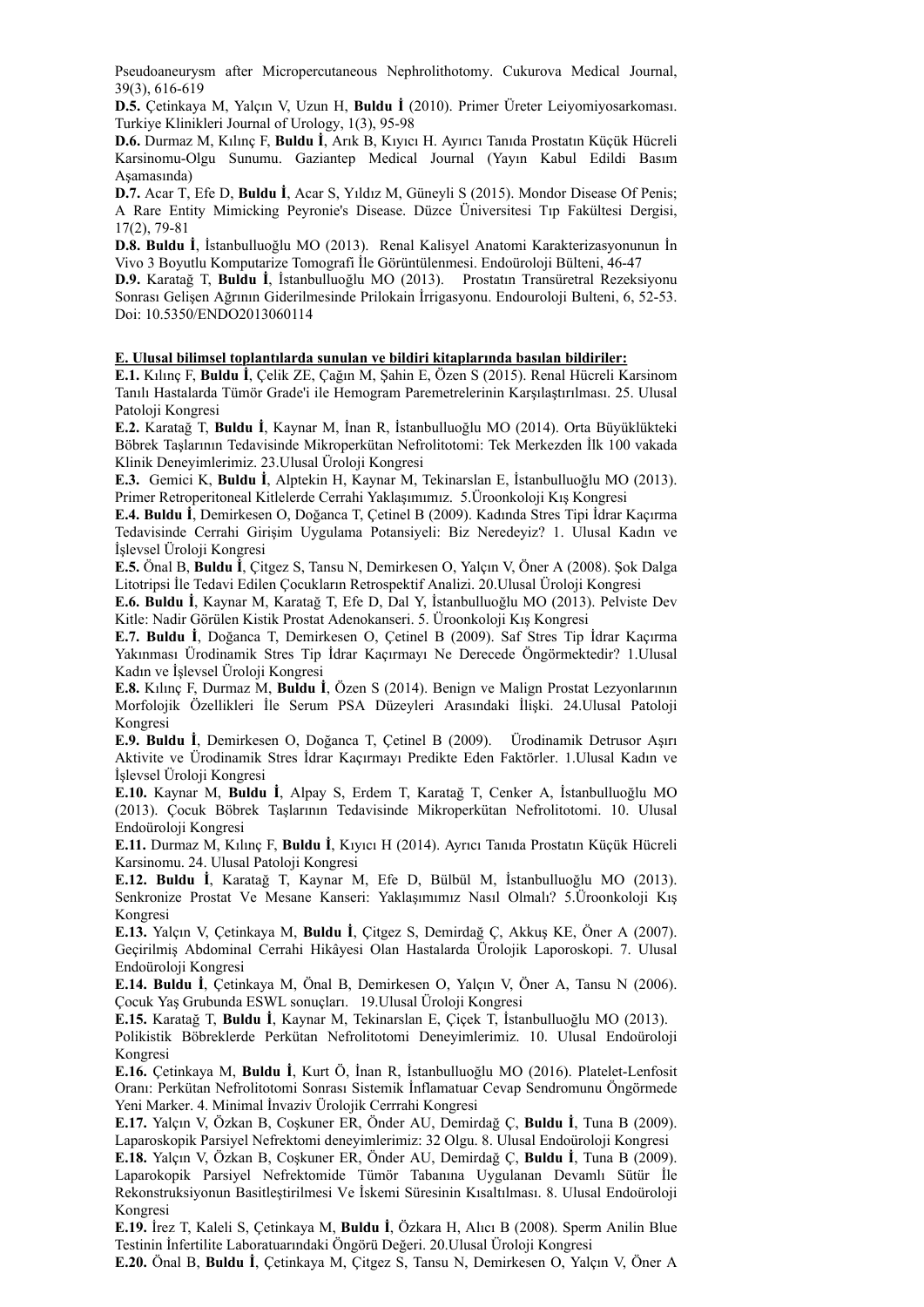Pseudoaneurysm after Micropercutaneous Nephrolithotomy. Cukurova Medical Journal, 39(3), 616-619

**D.5.** Çetinkaya M, Yalçın V, Uzun H, **Buldu İ** (2010). Primer Üreter Leiyomiyosarkoması. Turkiye Klinikleri Journal of Urology, 1(3), 95-98

**D.6.** Durmaz M, Kılınç F, **Buldu İ**, Arık B, Kıyıcı H. Ayırıcı Tanıda Prostatın Küçük Hücreli Karsinomu-Olgu Sunumu. Gaziantep Medical Journal (Yayın Kabul Edildi Basım Aşamasında)

**D.7.** Acar T, Efe D, **Buldu İ**, Acar S, Yıldız M, Güneyli S (2015). Mondor Disease Of Penis; A Rare Entity Mimicking Peyronie's Disease. Düzce Üniversitesi Tıp Fakültesi Dergisi, 17(2), 79-81

**D.8. Buldu İ**, İstanbulluoğlu MO (2013). Renal Kalisyel Anatomi Karakterizasyonunun İn Vivo 3 Boyutlu Komputarize Tomografi İle Görüntülenmesi. Endoüroloji Bülteni, 46-47

**D.9.** Karatağ T, **Buldu İ**, İstanbulluoğlu MO (2013). Prostatın Transüretral Rezeksiyonu Sonrası Gelişen Ağrının Giderilmesinde Prilokain İrrigasyonu. Endouroloji Bulteni, 6, 52-53. Doi: 10.5350/ENDO2013060114

**E. Ulusal bilimsel toplantılarda sunulan ve bildiri kitaplarında basılan bildiriler:**

**E.1.** Kılınç F, **Buldu İ**, Çelik ZE, Çağın M, Şahin E, Özen S (2015). Renal Hücreli Karsinom Tanılı Hastalarda Tümör Grade'i ile Hemogram Paremetrelerinin Karşılaştırılması. 25. Ulusal Patoloji Kongresi

**E.2.** Karatağ T, **Buldu İ**, Kaynar M, İnan R, İstanbulluoğlu MO (2014). Orta Büyüklükteki Böbrek Taşlarının Tedavisinde Mikroperkütan Nefrolitotomi: Tek Merkezden İlk 100 vakada Klinik Deneyimlerimiz. 23.Ulusal Üroloji Kongresi

**E.3.** Gemici K, **Buldu İ**, Alptekin H, Kaynar M, Tekinarslan E, İstanbulluoğlu MO (2013). Primer Retroperitoneal Kitlelerde Cerrahi Yaklaşımımız. 5.Üroonkoloji Kış Kongresi

**E.4. Buldu İ**, Demirkesen O, Doğanca T, Çetinel B (2009). Kadında Stres Tipi İdrar Kaçırma Tedavisinde Cerrahi Girişim Uygulama Potansiyeli: Biz Neredeyiz? 1. Ulusal Kadın ve İşlevsel Üroloji Kongresi

**E.5.** Önal B, **Buldu İ**, Çitgez S, Tansu N, Demirkesen O, Yalçın V, Öner A (2008). Şok Dalga Litotripsi İle Tedavi Edilen Çocukların Retrospektif Analizi. 20.Ulusal Üroloji Kongresi

**E.6. Buldu İ**, Kaynar M, Karatağ T, Efe D, Dal Y, İstanbulluoğlu MO (2013). Pelviste Dev Kitle: Nadir Görülen Kistik Prostat Adenokanseri. 5. Üroonkoloji Kış Kongresi

**E.7. Buldu İ**, Doğanca T, Demirkesen O, Çetinel B (2009). Saf Stres Tip İdrar Kaçırma Yakınması Ürodinamik Stres Tip İdrar Kaçırmayı Ne Derecede Öngörmektedir? 1.Ulusal Kadın ve İşlevsel Üroloji Kongresi

**E.8.** Kılınç F, Durmaz M, **Buldu İ**, Özen S (2014). Benign ve Malign Prostat Lezyonlarının Morfolojik Özellikleri İle Serum PSA Düzeyleri Arasındaki İlişki. 24.Ulusal Patoloji Kongresi

**E.9. Buldu İ**, Demirkesen O, Doğanca T, Çetinel B (2009). Ürodinamik Detrusor Aşırı Aktivite ve Ürodinamik Stres İdrar Kaçırmayı Predikte Eden Faktörler. 1.Ulusal Kadın ve İşlevsel Üroloji Kongresi

**E.10.** Kaynar M, **Buldu İ**, Alpay S, Erdem T, Karatağ T, Cenker A, İstanbulluoğlu MO (2013). Çocuk Böbrek Taşlarının Tedavisinde Mikroperkütan Nefrolitotomi. 10. Ulusal Endoüroloji Kongresi

**E.11.** Durmaz M, Kılınç F, **Buldu İ**, Kıyıcı H (2014). Ayrıcı Tanıda Prostatın Küçük Hücreli Karsinomu. 24. Ulusal Patoloji Kongresi

**E.12. Buldu İ**, Karatağ T, Kaynar M, Efe D, Bülbül M, İstanbulluoğlu MO (2013). Senkronize Prostat Ve Mesane Kanseri: Yaklaşımımız Nasıl Olmalı? 5.Üroonkoloji Kış Kongresi

**E.13.** Yalçın V, Çetinkaya M, **Buldu İ**, Çitgez S, Demirdağ Ç, Akkuş KE, Öner A (2007). Geçirilmiş Abdominal Cerrahi Hikâyesi Olan Hastalarda Ürolojik Laporoskopi. 7. Ulusal Endoüroloji Kongresi

**E.14. Buldu İ**, Çetinkaya M, Önal B, Demirkesen O, Yalçın V, Öner A, Tansu N (2006). Çocuk Yaş Grubunda ESWL sonuçları. 19.Ulusal Üroloji Kongresi

**E.15.** Karatağ T, **Buldu İ**, Kaynar M, Tekinarslan E, Çiçek T, İstanbulluoğlu MO (2013). Polikistik Böbreklerde Perkütan Nefrolitotomi Deneyimlerimiz. 10. Ulusal Endoüroloji Kongresi

**E.16.** Çetinkaya M, **Buldu İ**, Kurt Ö, İnan R, İstanbulluoğlu MO (2016). Platelet-Lenfosit Oranı: Perkütan Nefrolitotomi Sonrası Sistemik İnflamatuar Cevap Sendromunu Öngörmede Yeni Marker. 4. Minimal İnvaziv Ürolojik Cerrahi Kongresi

**E.17.** Yalçın V, Özkan B, Coşkuner ER, Önder AU, Demirdağ Ç, **Buldu İ**, Tuna B (2009). Laparoskopik Parsiyel Nefrektomi deneyimlerimiz: 32 Olgu. 8. Ulusal Endoüroloji Kongresi

**E.18.** Yalçın V, Özkan B, Coşkuner ER, Önder AU, Demirdağ Ç, **Buldu İ**, Tuna B (2009). Laparokopik Parsiyel Nefrektomide Tümör Tabanına Uygulanan Devamlı Sütür İle Rekonstruksiyonun Basitleştirilmesi Ve İskemi Süresinin Kısaltılması. 8. Ulusal Endoüroloji Kongresi

**E.19.** İrez T, Kaleli S, Çetinkaya M, **Buldu İ**, Özkara H, Alıcı B (2008). Sperm Anilin Blue Testinin İnfertilite Laboratuarındaki Öngörü Değeri. 20.Ulusal Üroloji Kongresi

**E.20.** Önal B, **Buldu İ**, Çetinkaya M, Çitgez S, Tansu N, Demirkesen O, Yalçın V, Öner A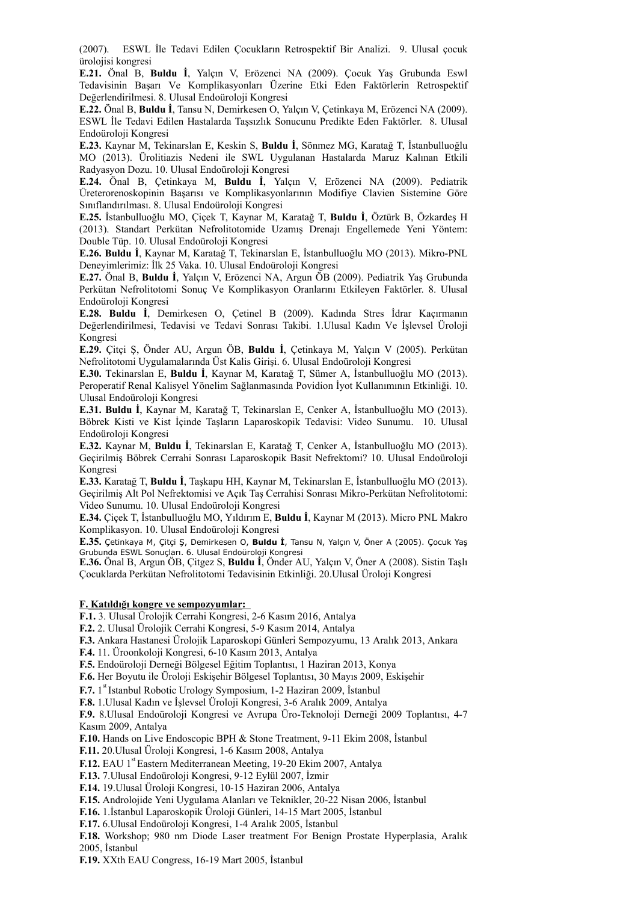(2007). ESWL İle Tedavi Edilen Çocukların Retrospektif Bir Analizi. 9. Ulusal çocuk ürolojisi kongresi

**E.21.** Önal B, **Buldu İ**, Yalçın V, Erözenci NA (2009). Çocuk Yaş Grubunda Eswl Tedavisinin Başarı Ve Komplikasyonları Üzerine Etki Eden Faktörlerin Retrospektif Değerlendirilmesi. 8. Ulusal Endoüroloji Kongresi

**E.22.** Önal B, **Buldu İ**, Tansu N, Demirkesen O, Yalçın V, Çetinkaya M, Erözenci NA (2009). ESWL İle Tedavi Edilen Hastalarda Taşsızlık Sonucunu Predikte Eden Faktörler. 8. Ulusal Endoüroloji Kongresi

**E.23.** Kaynar M, Tekinarslan E, Keskin S, **Buldu İ**, Sönmez MG, Karatağ T, İstanbulluoğlu MO (2013). Ürolitiazis Nedeni ile SWL Uygulanan Hastalarda Maruz Kalınan Etkili Radyasyon Dozu. 10. Ulusal Endoüroloji Kongresi

**E.24.** Önal B, Çetinkaya M, **Buldu İ**, Yalçın V, Erözenci NA (2009). Pediatrik Üreterorenoskopinin Başarısı ve Komplikasyonlarının Modifiye Clavien Sistemine Göre Sınıflandırılması. 8. Ulusal Endoüroloji Kongresi

**E.25.** İstanbulluoğlu MO, Çiçek T, Kaynar M, Karatağ T, **Buldu İ**, Öztürk B, Özkardeş H (2013). Standart Perkütan Nefrolitotomide Uzamış Drenajı Engellemede Yeni Yöntem: Double Tüp. 10. Ulusal Endoüroloji Kongresi

**E.26. Buldu İ**, Kaynar M, Karatağ T, Tekinarslan E, İstanbulluoğlu MO (2013). Mikro-PNL Deneyimlerimiz: İlk 25 Vaka. 10. Ulusal Endoüroloji Kongresi

**E.27.** Önal B, **Buldu İ**, Yalçın V, Erözenci NA, Argun ÖB (2009). Pediatrik Yaş Grubunda Perkütan Nefrolitotomi Sonuç Ve Komplikasyon Oranlarını Etkileyen Faktörler. 8. Ulusal Endoüroloji Kongresi

**E.28. Buldu İ**, Demirkesen O, Çetinel B (2009). Kadında Stres İdrar Kaçırmanın Değerlendirilmesi, Tedavisi ve Tedavi Sonrası Takibi. 1.Ulusal Kadın Ve İşlevsel Üroloji Kongresi

**E.29.** Çitçi Ş, Önder AU, Argun ÖB, **Buldu İ**, Çetinkaya M, Yalçın V (2005). Perkütan Nefrolitotomi Uygulamalarında Üst Kalis Girişi. 6. Ulusal Endoüroloji Kongresi

**E.30.** Tekinarslan E, **Buldu İ**, Kaynar M, Karatağ T, Sümer A, İstanbulluoğlu MO (2013). Peroperatif Renal Kalisyel Yönelim Sağlanmasında Povidion İyot Kullanımının Etkinliği. 10. Ulusal Endoüroloji Kongresi

**E.31. Buldu İ**, Kaynar M, Karatağ T, Tekinarslan E, Cenker A, İstanbulluoğlu MO (2013). Böbrek Kisti ve Kist İçinde Taşların Laparoskopik Tedavisi: Video Sunumu. 10. Ulusal Endoüroloji Kongresi

**E.32.** Kaynar M, **Buldu İ**, Tekinarslan E, Karatağ T, Cenker A, İstanbulluoğlu MO (2013). Geçirilmiş Böbrek Cerrahi Sonrası Laparoskopik Basit Nefrektomi? 10. Ulusal Endoüroloji Kongresi

**E.33.** Karatağ T, **Buldu İ**, Taşkapu HH, Kaynar M, Tekinarslan E, İstanbulluoğlu MO (2013). Geçirilmiş Alt Pol Nefrektomisi ve Açık Taş Cerrahisi Sonrası Mikro-Perkütan Nefrolitotomi: Video Sunumu. 10. Ulusal Endoüroloji Kongresi

**E.34.** Çiçek T, İstanbulluoğlu MO, Yıldırım E, **Buldu İ**, Kaynar M (2013). Micro PNL Makro Komplikasyon. 10. Ulusal Endoüroloji Kongresi

**E.35.** Çetinkaya M, Çitçi Ş, Demirkesen O, **Buldu İ**, Tansu N, Yalçın V, Öner A (2005). Çocuk Yaş Grubunda ESWL Sonuçları. 6. Ulusal Endoüroloji Kongresi

**E.36.** Önal B, Argun ÖB, Çitgez S, **Buldu İ**, Önder AU, Yalçın V, Öner A (2008). Sistin Taşlı Çocuklarda Perkütan Nefrolitotomi Tedavisinin Etkinliği. 20.Ulusal Üroloji Kongresi

**F. Katıldığı kongre ve sempozyumlar:**

**F.1.** 3. Ulusal Ürolojik Cerrahi Kongresi, 2-6 Kasım 2016, Antalya

**F.2.** 2. Ulusal Ürolojik Cerrahi Kongresi, 5-9 Kasım 2014, Antalya

**F.3.** Ankara Hastanesi Ürolojik Laparoskopi Günleri Sempozyumu, 13 Aralık 2013, Ankara

**F.4.** 11. Üroonkoloji Kongresi, 6-10 Kasım 2013, Antalya

**F.5.** Endoüroloji Derneği Bölgesel Eğitim Toplantısı, 1 Haziran 2013, Konya

**F.6.** Her Boyutu ile Üroloji Eskişehir Bölgesel Toplantısı, 30 Mayıs 2009, Eskişehir

**F.7.** 1st Istanbul Robotic Urology Symposium, 1-2 Haziran 2009, İstanbul

**F.8.** 1.Ulusal Kadın ve İşlevsel Üroloji Kongresi, 3-6 Aralık 2009, Antalya

**F.9.** 8.Ulusal Endoüroloji Kongresi ve Avrupa Üro-Teknoloji Derneği 2009 Toplantısı, 4-7 Kasım 2009, Antalya

**F.10.** Hands on Live Endoscopic BPH & Stone Treatment, 9-11 Ekim 2008, İstanbul

**F.11.** 20.Ulusal Üroloji Kongresi, 1-6 Kasım 2008, Antalya

**F.12.** EAU 1st Eastern Mediterranean Meeting, 19-20 Ekim 2007, Antalya

**F.13.** 7.Ulusal Endoüroloji Kongresi, 9-12 Eylül 2007, İzmir

**F.14.** 19.Ulusal Üroloji Kongresi, 10-15 Haziran 2006, Antalya

**F.15.** Androlojide Yeni Uygulama Alanları ve Teknikler, 20-22 Nisan 2006, İstanbul

**F.16.** 1.İstanbul Laparoskopik Üroloji Günleri, 14-15 Mart 2005, İstanbul

**F.17.** 6.Ulusal Endoüroloji Kongresi, 1-4 Aralık 2005, İstanbul

**F.18.** Workshop; 980 nm Diode Laser treatment For Benign Prostate Hyperplasia, Aralık 2005, İstanbul

**F.19.** XXth EAU Congress, 16-19 Mart 2005, İstanbul